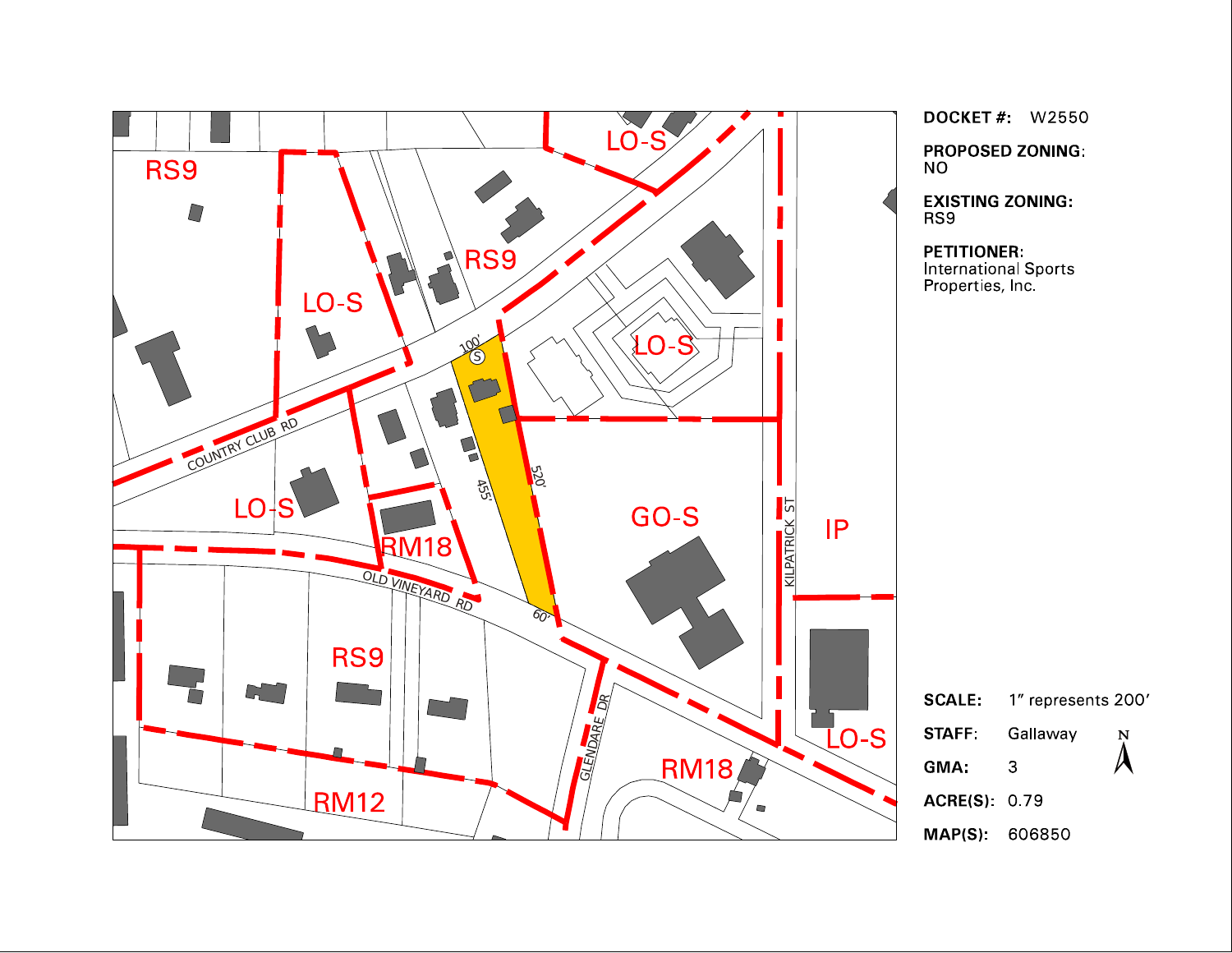RS9

LO-S

RS9

LO-S

LO-S

COUNTRY CLUB RD

100'

455'

520'

60'

RM18

OLD VINEYARD RD

GO-S

KILPATRICK ST

IP

RS9

GLENDARE DR

RM18

LO-S

RM12

**DOCKET #:** W2550

**PROPOSED ZONING:**
NO

**EXISTING ZONING:**
RS9

**PETITIONER:**
International Sports Properties, Inc.

**SCALE:** 1" represents 200'

**STAFF:** Gallaway

**GMA:** 3

**ACRE(S):** 0.79

**MAP(S):** 606850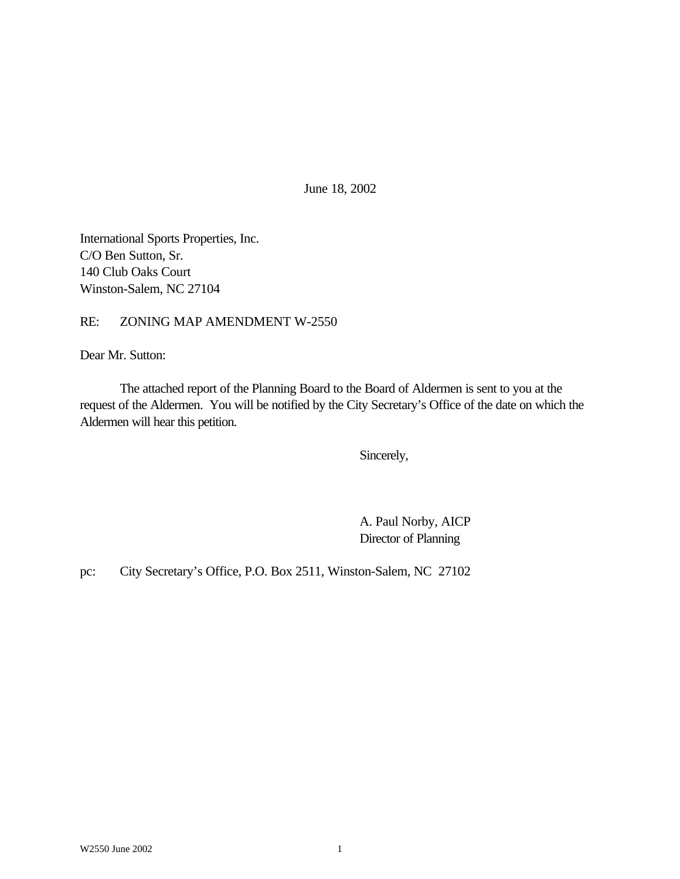June 18, 2002

International Sports Properties, Inc.
C/O Ben Sutton, Sr.
140 Club Oaks Court
Winston-Salem, NC 27104

RE: ZONING MAP AMENDMENT W-2550

Dear Mr. Sutton:

The attached report of the Planning Board to the Board of Aldermen is sent to you at the request of the Aldermen. You will be notified by the City Secretary's Office of the date on which the Aldermen will hear this petition.

Sincerely,

A. Paul Norby, AICP
Director of Planning

pc: City Secretary's Office, P.O. Box 2511, Winston-Salem, NC 27102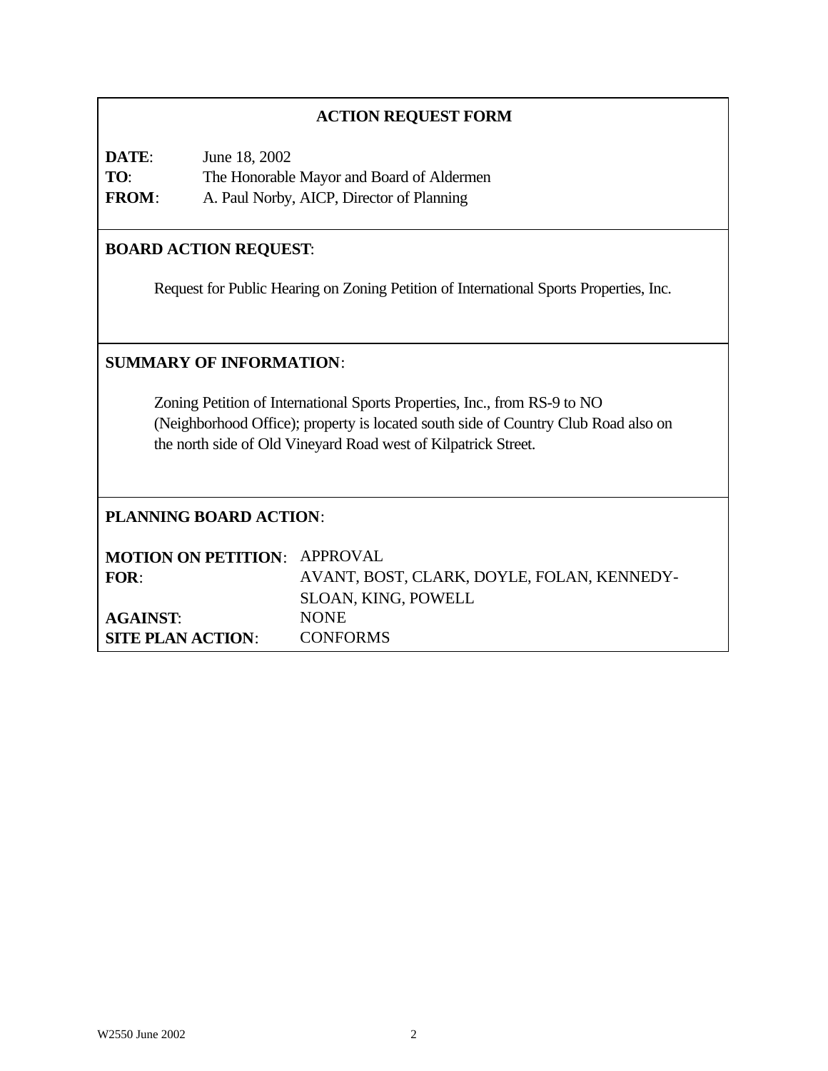## ACTION REQUEST FORM

**DATE**: June 18, 2002
**TO**: The Honorable Mayor and Board of Aldermen
**FROM**: A. Paul Norby, AICP, Director of Planning

**BOARD ACTION REQUEST**:

Request for Public Hearing on Zoning Petition of International Sports Properties, Inc.

**SUMMARY OF INFORMATION**:

Zoning Petition of International Sports Properties, Inc., from RS-9 to NO (Neighborhood Office); property is located south side of Country Club Road also on the north side of Old Vineyard Road west of Kilpatrick Street.

**PLANNING BOARD ACTION**:

**MOTION ON PETITION**: APPROVAL
**FOR**: AVANT, BOST, CLARK, DOYLE, FOLAN, KENNEDY-SLOAN, KING, POWELL
**AGAINST**: NONE
**SITE PLAN ACTION**: CONFORMS

W2550 June 2002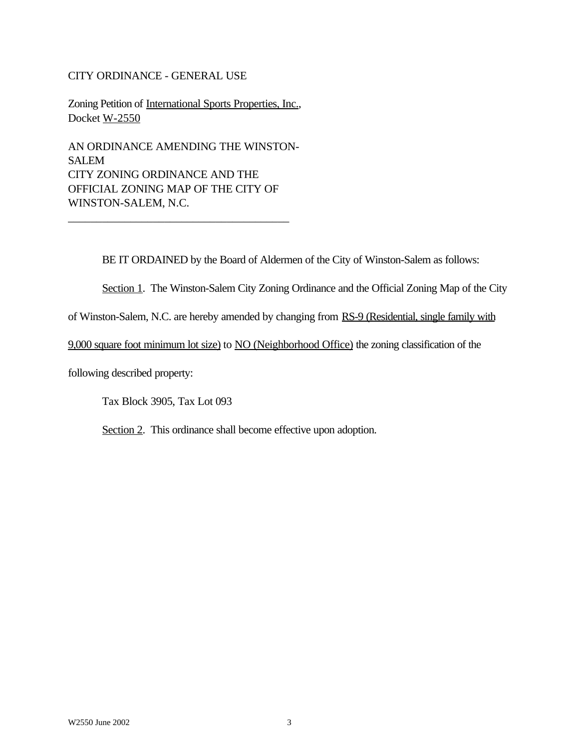CITY ORDINANCE - GENERAL USE

Zoning Petition of International Sports Properties, Inc., Docket W-2550

AN ORDINANCE AMENDING THE WINSTON-SALEM CITY ZONING ORDINANCE AND THE OFFICIAL ZONING MAP OF THE CITY OF WINSTON-SALEM, N.C.

---

BE IT ORDAINED by the Board of Aldermen of the City of Winston-Salem as follows:

Section 1. The Winston-Salem City Zoning Ordinance and the Official Zoning Map of the City of Winston-Salem, N.C. are hereby amended by changing from RS-9 (Residential, single family with 9,000 square foot minimum lot size) to NO (Neighborhood Office) the zoning classification of the following described property:

Tax Block 3905, Tax Lot 093

Section 2. This ordinance shall become effective upon adoption.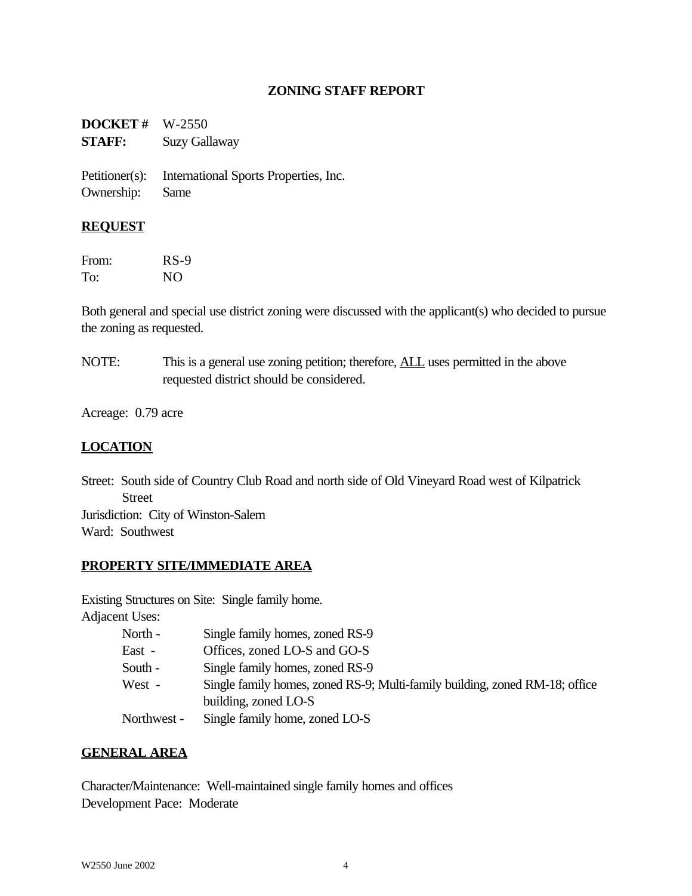## ZONING STAFF REPORT

**DOCKET #** W-2550
**STAFF:** Suzy Gallaway

Petitioner(s): International Sports Properties, Inc.
Ownership: Same

### REQUEST

From: RS-9
To: NO

Both general and special use district zoning were discussed with the applicant(s) who decided to pursue the zoning as requested.

NOTE: This is a general use zoning petition; therefore, ALL uses permitted in the above requested district should be considered.

Acreage: 0.79 acre

### LOCATION

Street: South side of Country Club Road and north side of Old Vineyard Road west of Kilpatrick Street
Jurisdiction: City of Winston-Salem
Ward: Southwest

### PROPERTY SITE/IMMEDIATE AREA

Existing Structures on Site: Single family home.
Adjacent Uses:

- North - Single family homes, zoned RS-9
- East - Offices, zoned LO-S and GO-S
- South - Single family homes, zoned RS-9
- West - Single family homes, zoned RS-9; Multi-family building, zoned RM-18; office building, zoned LO-S
- Northwest - Single family home, zoned LO-S

### GENERAL AREA

Character/Maintenance: Well-maintained single family homes and offices
Development Pace: Moderate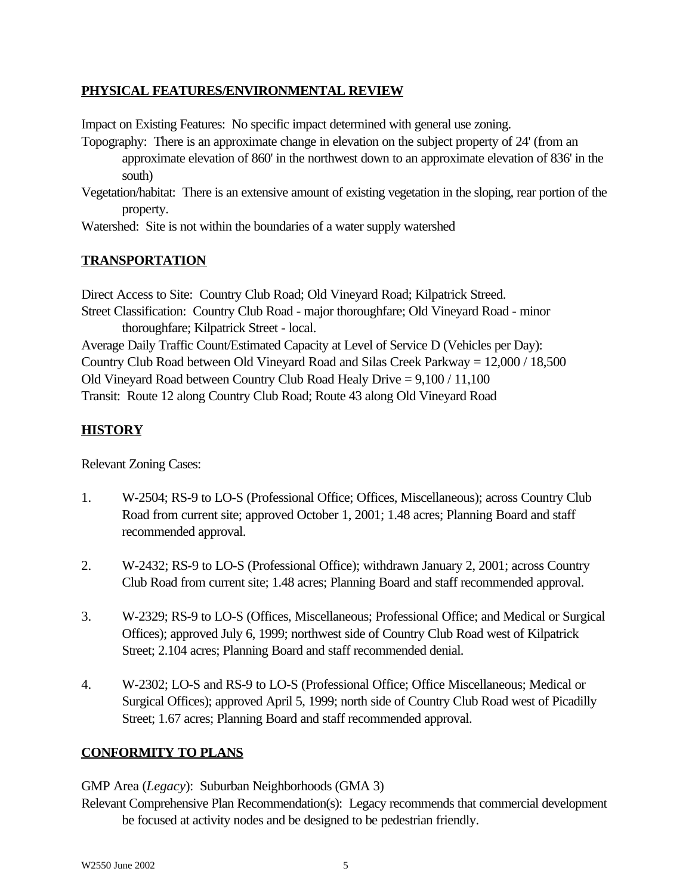**PHYSICAL FEATURES/ENVIRONMENTAL REVIEW**

Impact on Existing Features: No specific impact determined with general use zoning.

Topography: There is an approximate change in elevation on the subject property of 24' (from an approximate elevation of 860' in the northwest down to an approximate elevation of 836' in the south)

Vegetation/habitat: There is an extensive amount of existing vegetation in the sloping, rear portion of the property.

Watershed: Site is not within the boundaries of a water supply watershed

**TRANSPORTATION**

Direct Access to Site: Country Club Road; Old Vineyard Road; Kilpatrick Streed.

Street Classification: Country Club Road - major thoroughfare; Old Vineyard Road - minor thoroughfare; Kilpatrick Street - local.

Average Daily Traffic Count/Estimated Capacity at Level of Service D (Vehicles per Day):

Country Club Road between Old Vineyard Road and Silas Creek Parkway = 12,000 / 18,500

Old Vineyard Road between Country Club Road Healy Drive = 9,100 / 11,100

Transit: Route 12 along Country Club Road; Route 43 along Old Vineyard Road

**HISTORY**

Relevant Zoning Cases:

1. W-2504; RS-9 to LO-S (Professional Office; Offices, Miscellaneous); across Country Club Road from current site; approved October 1, 2001; 1.48 acres; Planning Board and staff recommended approval.

2. W-2432; RS-9 to LO-S (Professional Office); withdrawn January 2, 2001; across Country Club Road from current site; 1.48 acres; Planning Board and staff recommended approval.

3. W-2329; RS-9 to LO-S (Offices, Miscellaneous; Professional Office; and Medical or Surgical Offices); approved July 6, 1999; northwest side of Country Club Road west of Kilpatrick Street; 2.104 acres; Planning Board and staff recommended denial.

4. W-2302; LO-S and RS-9 to LO-S (Professional Office; Office Miscellaneous; Medical or Surgical Offices); approved April 5, 1999; north side of Country Club Road west of Picadilly Street; 1.67 acres; Planning Board and staff recommended approval.

**CONFORMITY TO PLANS**

GMP Area (*Legacy*): Suburban Neighborhoods (GMA 3)

Relevant Comprehensive Plan Recommendation(s): Legacy recommends that commercial development be focused at activity nodes and be designed to be pedestrian friendly.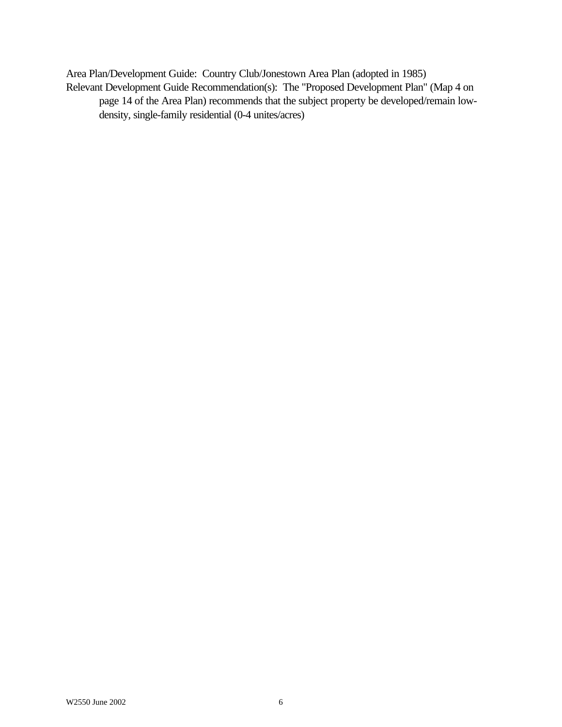Area Plan/Development Guide: Country Club/Jonestown Area Plan (adopted in 1985)

Relevant Development Guide Recommendation(s): The "Proposed Development Plan" (Map 4 on page 14 of the Area Plan) recommends that the subject property be developed/remain low-density, single-family residential (0-4 unites/acres)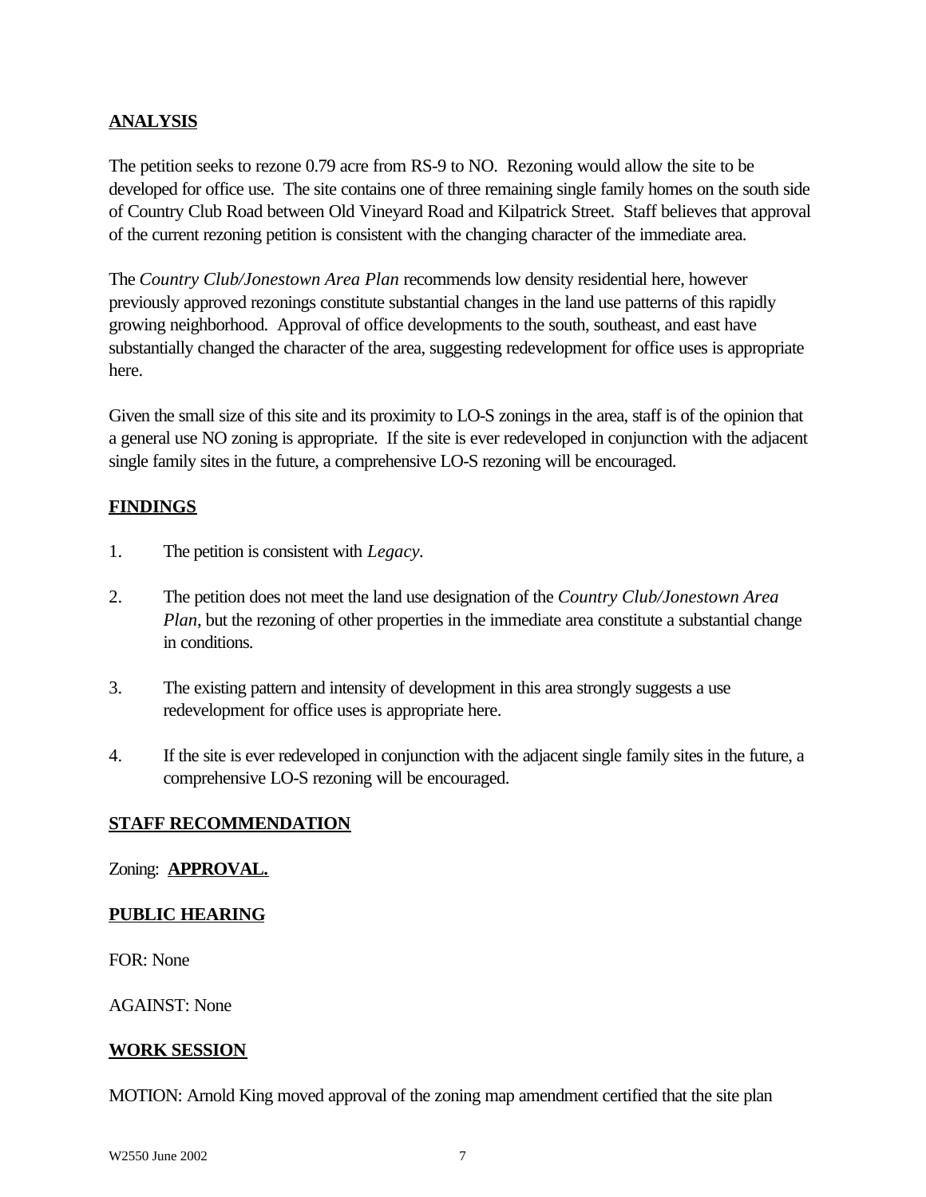**ANALYSIS**

The petition seeks to rezone 0.79 acre from RS-9 to NO. Rezoning would allow the site to be developed for office use. The site contains one of three remaining single family homes on the south side of Country Club Road between Old Vineyard Road and Kilpatrick Street. Staff believes that approval of the current rezoning petition is consistent with the changing character of the immediate area.

The *Country Club/Jonestown Area Plan* recommends low density residential here, however previously approved rezonings constitute substantial changes in the land use patterns of this rapidly growing neighborhood. Approval of office developments to the south, southeast, and east have substantially changed the character of the area, suggesting redevelopment for office uses is appropriate here.

Given the small size of this site and its proximity to LO-S zonings in the area, staff is of the opinion that a general use NO zoning is appropriate. If the site is ever redeveloped in conjunction with the adjacent single family sites in the future, a comprehensive LO-S rezoning will be encouraged.

**FINDINGS**

1. The petition is consistent with *Legacy*.

2. The petition does not meet the land use designation of the *Country Club/Jonestown Area Plan*, but the rezoning of other properties in the immediate area constitute a substantial change in conditions.

3. The existing pattern and intensity of development in this area strongly suggests a use redevelopment for office uses is appropriate here.

4. If the site is ever redeveloped in conjunction with the adjacent single family sites in the future, a comprehensive LO-S rezoning will be encouraged.

**STAFF RECOMMENDATION**

Zoning: **APPROVAL.**

**PUBLIC HEARING**

FOR: None

AGAINST: None

**WORK SESSION**

MOTION: Arnold King moved approval of the zoning map amendment certified that the site plan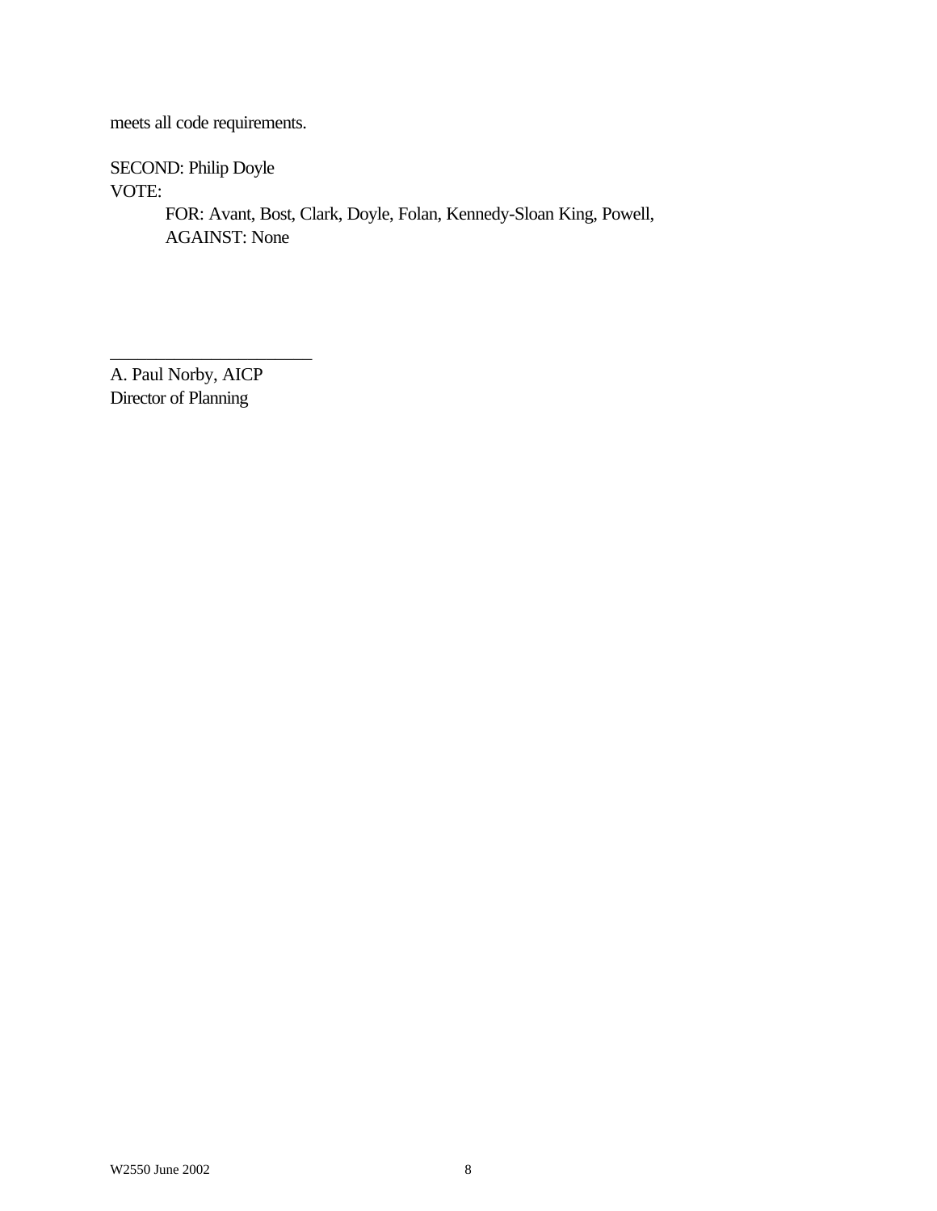meets all code requirements.

SECOND: Philip Doyle
VOTE:

FOR: Avant, Bost, Clark, Doyle, Folan, Kennedy-Sloan King, Powell,
AGAINST: None

______________________
A. Paul Norby, AICP
Director of Planning